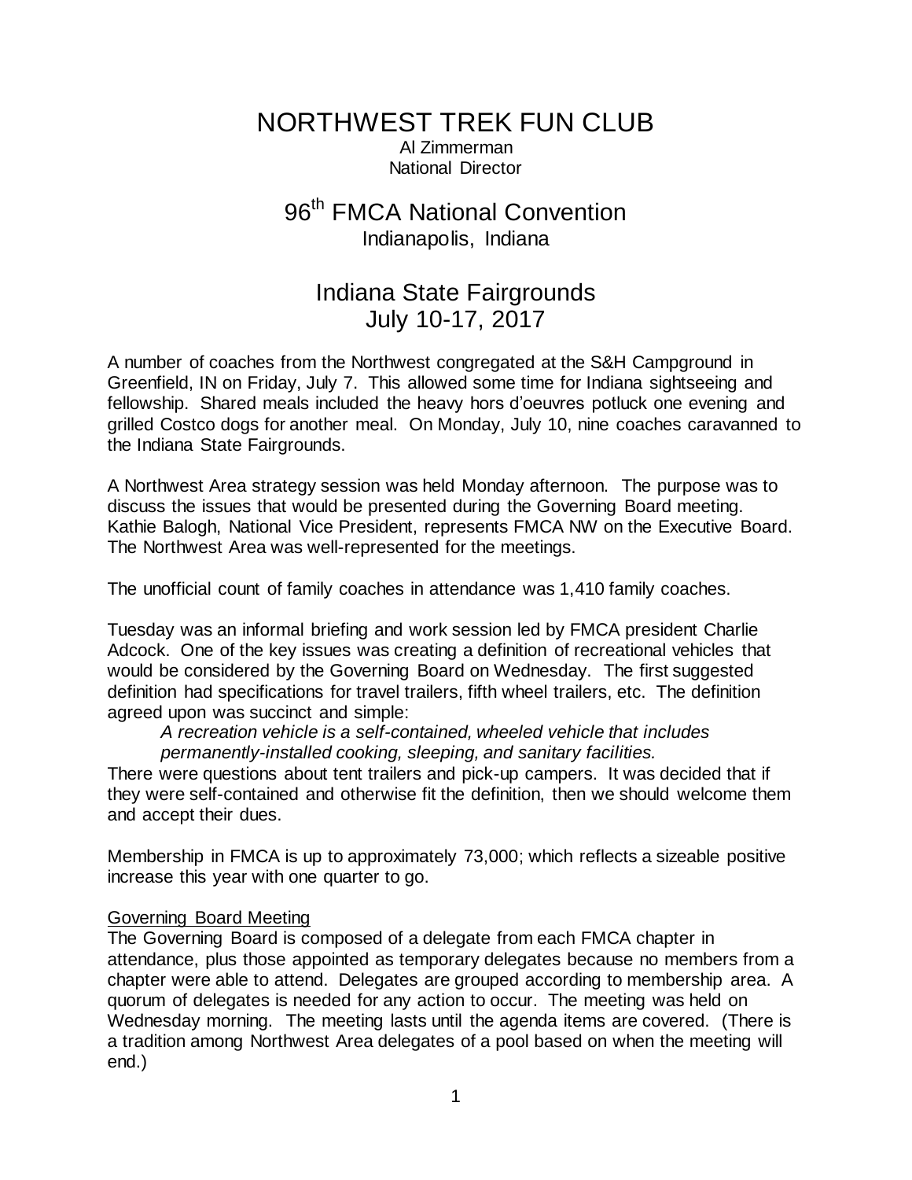# NORTHWEST TREK FUN CLUB

Al Zimmerman
National Director

## 96th FMCA National Convention

Indianapolis, Indiana

## Indiana State Fairgrounds
July 10-17, 2017

A number of coaches from the Northwest congregated at the S&H Campground in Greenfield, IN on Friday, July 7. This allowed some time for Indiana sightseeing and fellowship. Shared meals included the heavy hors d'oeuvres potluck one evening and grilled Costco dogs for another meal. On Monday, July 10, nine coaches caravanned to the Indiana State Fairgrounds.

A Northwest Area strategy session was held Monday afternoon. The purpose was to discuss the issues that would be presented during the Governing Board meeting. Kathie Balogh, National Vice President, represents FMCA NW on the Executive Board. The Northwest Area was well-represented for the meetings.

The unofficial count of family coaches in attendance was 1,410 family coaches.

Tuesday was an informal briefing and work session led by FMCA president Charlie Adcock. One of the key issues was creating a definition of recreational vehicles that would be considered by the Governing Board on Wednesday. The first suggested definition had specifications for travel trailers, fifth wheel trailers, etc. The definition agreed upon was succinct and simple:

> *A recreation vehicle is a self-contained, wheeled vehicle that includes permanently-installed cooking, sleeping, and sanitary facilities.*

There were questions about tent trailers and pick-up campers. It was decided that if they were self-contained and otherwise fit the definition, then we should welcome them and accept their dues.

Membership in FMCA is up to approximately 73,000; which reflects a sizeable positive increase this year with one quarter to go.

### Governing Board Meeting

The Governing Board is composed of a delegate from each FMCA chapter in attendance, plus those appointed as temporary delegates because no members from a chapter were able to attend. Delegates are grouped according to membership area. A quorum of delegates is needed for any action to occur. The meeting was held on Wednesday morning. The meeting lasts until the agenda items are covered. (There is a tradition among Northwest Area delegates of a pool based on when the meeting will end.)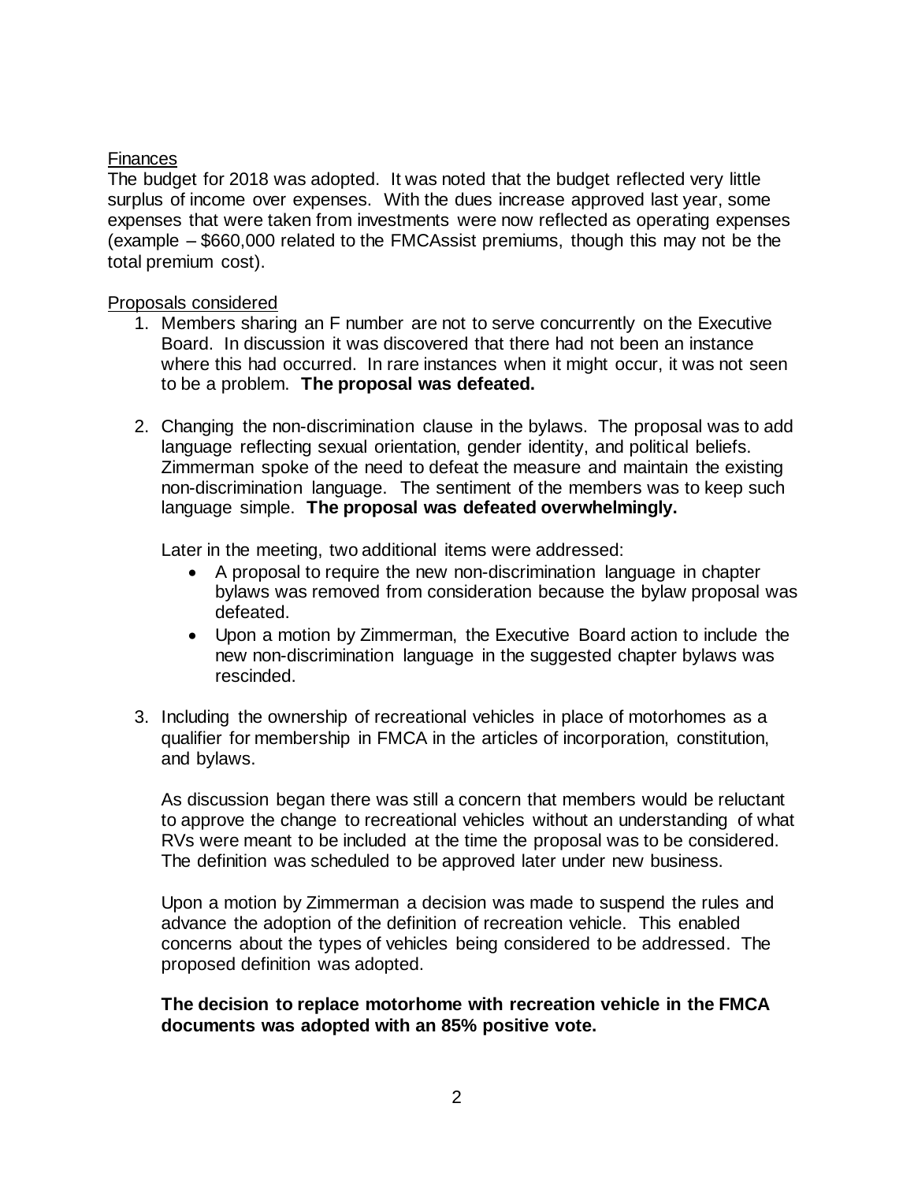Finances

The budget for 2018 was adopted. It was noted that the budget reflected very little surplus of income over expenses. With the dues increase approved last year, some expenses that were taken from investments were now reflected as operating expenses (example – $660,000 related to the FMCAssist premiums, though this may not be the total premium cost).

Proposals considered

1. Members sharing an F number are not to serve concurrently on the Executive Board. In discussion it was discovered that there had not been an instance where this had occurred. In rare instances when it might occur, it was not seen to be a problem. **The proposal was defeated.**

2. Changing the non-discrimination clause in the bylaws. The proposal was to add language reflecting sexual orientation, gender identity, and political beliefs. Zimmerman spoke of the need to defeat the measure and maintain the existing non-discrimination language. The sentiment of the members was to keep such language simple. **The proposal was defeated overwhelmingly.**

   Later in the meeting, two additional items were addressed:

   - A proposal to require the new non-discrimination language in chapter bylaws was removed from consideration because the bylaw proposal was defeated.
   - Upon a motion by Zimmerman, the Executive Board action to include the new non-discrimination language in the suggested chapter bylaws was rescinded.

3. Including the ownership of recreational vehicles in place of motorhomes as a qualifier for membership in FMCA in the articles of incorporation, constitution, and bylaws.

   As discussion began there was still a concern that members would be reluctant to approve the change to recreational vehicles without an understanding of what RVs were meant to be included at the time the proposal was to be considered. The definition was scheduled to be approved later under new business.

   Upon a motion by Zimmerman a decision was made to suspend the rules and advance the adoption of the definition of recreation vehicle. This enabled concerns about the types of vehicles being considered to be addressed. The proposed definition was adopted.

   **The decision to replace motorhome with recreation vehicle in the FMCA documents was adopted with an 85% positive vote.**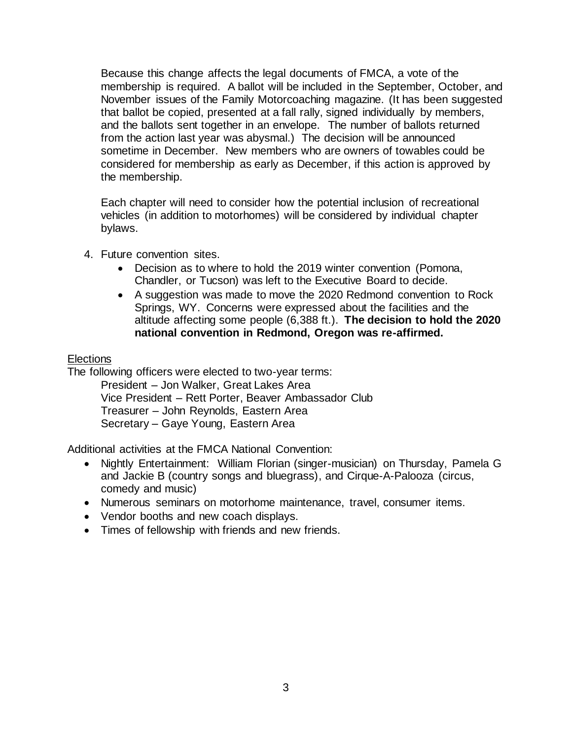Because this change affects the legal documents of FMCA, a vote of the membership is required. A ballot will be included in the September, October, and November issues of the Family Motorcoaching magazine. (It has been suggested that ballot be copied, presented at a fall rally, signed individually by members, and the ballots sent together in an envelope. The number of ballots returned from the action last year was abysmal.) The decision will be announced sometime in December. New members who are owners of towables could be considered for membership as early as December, if this action is approved by the membership.

Each chapter will need to consider how the potential inclusion of recreational vehicles (in addition to motorhomes) will be considered by individual chapter bylaws.

4. Future convention sites.
   - Decision as to where to hold the 2019 winter convention (Pomona, Chandler, or Tucson) was left to the Executive Board to decide.
   - A suggestion was made to move the 2020 Redmond convention to Rock Springs, WY. Concerns were expressed about the facilities and the altitude affecting some people (6,388 ft.). **The decision to hold the 2020 national convention in Redmond, Oregon was re-affirmed.**

<u>Elections</u>

The following officers were elected to two-year terms:

President – Jon Walker, Great Lakes Area
Vice President – Rett Porter, Beaver Ambassador Club
Treasurer – John Reynolds, Eastern Area
Secretary – Gaye Young, Eastern Area

Additional activities at the FMCA National Convention:

- Nightly Entertainment: William Florian (singer-musician) on Thursday, Pamela G and Jackie B (country songs and bluegrass), and Cirque-A-Palooza (circus, comedy and music)
- Numerous seminars on motorhome maintenance, travel, consumer items.
- Vendor booths and new coach displays.
- Times of fellowship with friends and new friends.